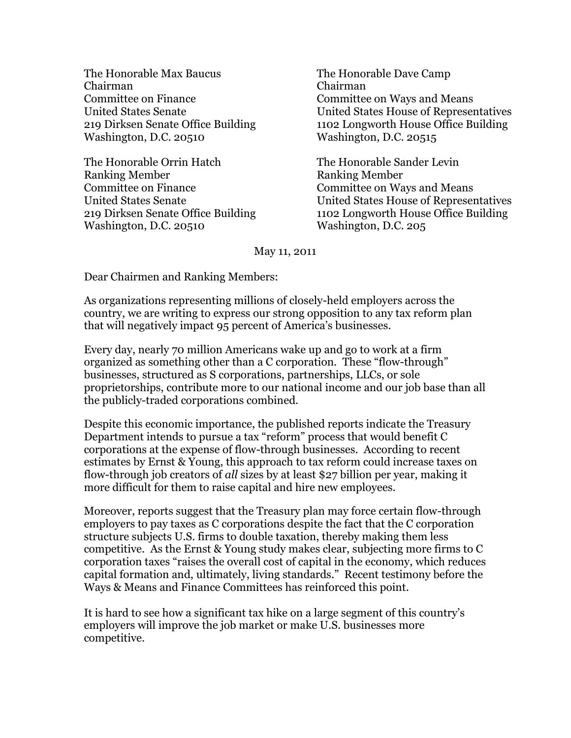The Honorable Max Baucus
Chairman
Committee on Finance
United States Senate
219 Dirksen Senate Office Building
Washington, D.C. 20510

The Honorable Orrin Hatch
Ranking Member
Committee on Finance
United States Senate
219 Dirksen Senate Office Building
Washington, D.C. 20510

The Honorable Dave Camp
Chairman
Committee on Ways and Means
United States House of Representatives
1102 Longworth House Office Building
Washington, D.C. 20515

The Honorable Sander Levin
Ranking Member
Committee on Ways and Means
United States House of Representatives
1102 Longworth House Office Building
Washington, D.C. 205

May 11, 2011

Dear Chairmen and Ranking Members:

As organizations representing millions of closely-held employers across the country, we are writing to express our strong opposition to any tax reform plan that will negatively impact 95 percent of America's businesses.

Every day, nearly 70 million Americans wake up and go to work at a firm organized as something other than a C corporation. These "flow-through" businesses, structured as S corporations, partnerships, LLCs, or sole proprietorships, contribute more to our national income and our job base than all the publicly-traded corporations combined.

Despite this economic importance, the published reports indicate the Treasury Department intends to pursue a tax "reform" process that would benefit C corporations at the expense of flow-through businesses. According to recent estimates by Ernst & Young, this approach to tax reform could increase taxes on flow-through job creators of *all* sizes by at least $27 billion per year, making it more difficult for them to raise capital and hire new employees.

Moreover, reports suggest that the Treasury plan may force certain flow-through employers to pay taxes as C corporations despite the fact that the C corporation structure subjects U.S. firms to double taxation, thereby making them less competitive. As the Ernst & Young study makes clear, subjecting more firms to C corporation taxes "raises the overall cost of capital in the economy, which reduces capital formation and, ultimately, living standards." Recent testimony before the Ways & Means and Finance Committees has reinforced this point.

It is hard to see how a significant tax hike on a large segment of this country's employers will improve the job market or make U.S. businesses more competitive.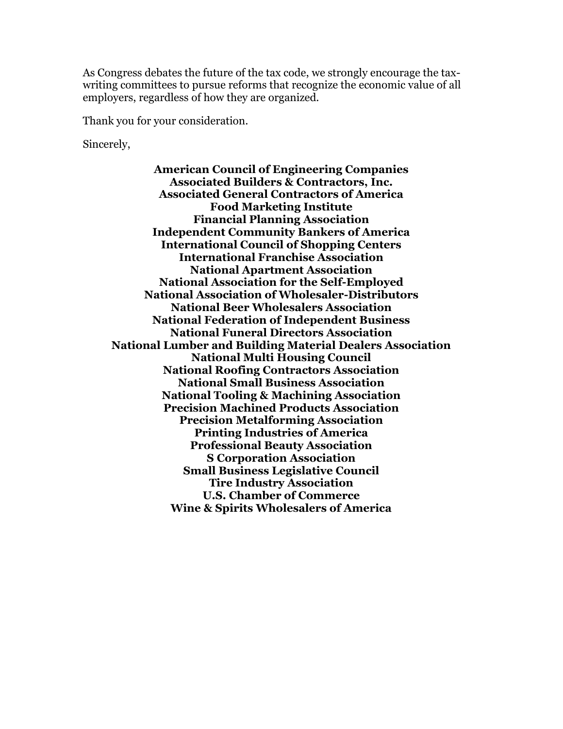As Congress debates the future of the tax code, we strongly encourage the tax-writing committees to pursue reforms that recognize the economic value of all employers, regardless of how they are organized.

Thank you for your consideration.

Sincerely,

**American Council of Engineering Companies**
**Associated Builders & Contractors, Inc.**
**Associated General Contractors of America**
**Food Marketing Institute**
**Financial Planning Association**
**Independent Community Bankers of America**
**International Council of Shopping Centers**
**International Franchise Association**
**National Apartment Association**
**National Association for the Self-Employed**
**National Association of Wholesaler-Distributors**
**National Beer Wholesalers Association**
**National Federation of Independent Business**
**National Funeral Directors Association**
**National Lumber and Building Material Dealers Association**
**National Multi Housing Council**
**National Roofing Contractors Association**
**National Small Business Association**
**National Tooling & Machining Association**
**Precision Machined Products Association**
**Precision Metalforming Association**
**Printing Industries of America**
**Professional Beauty Association**
**S Corporation Association**
**Small Business Legislative Council**
**Tire Industry Association**
**U.S. Chamber of Commerce**
**Wine & Spirits Wholesalers of America**